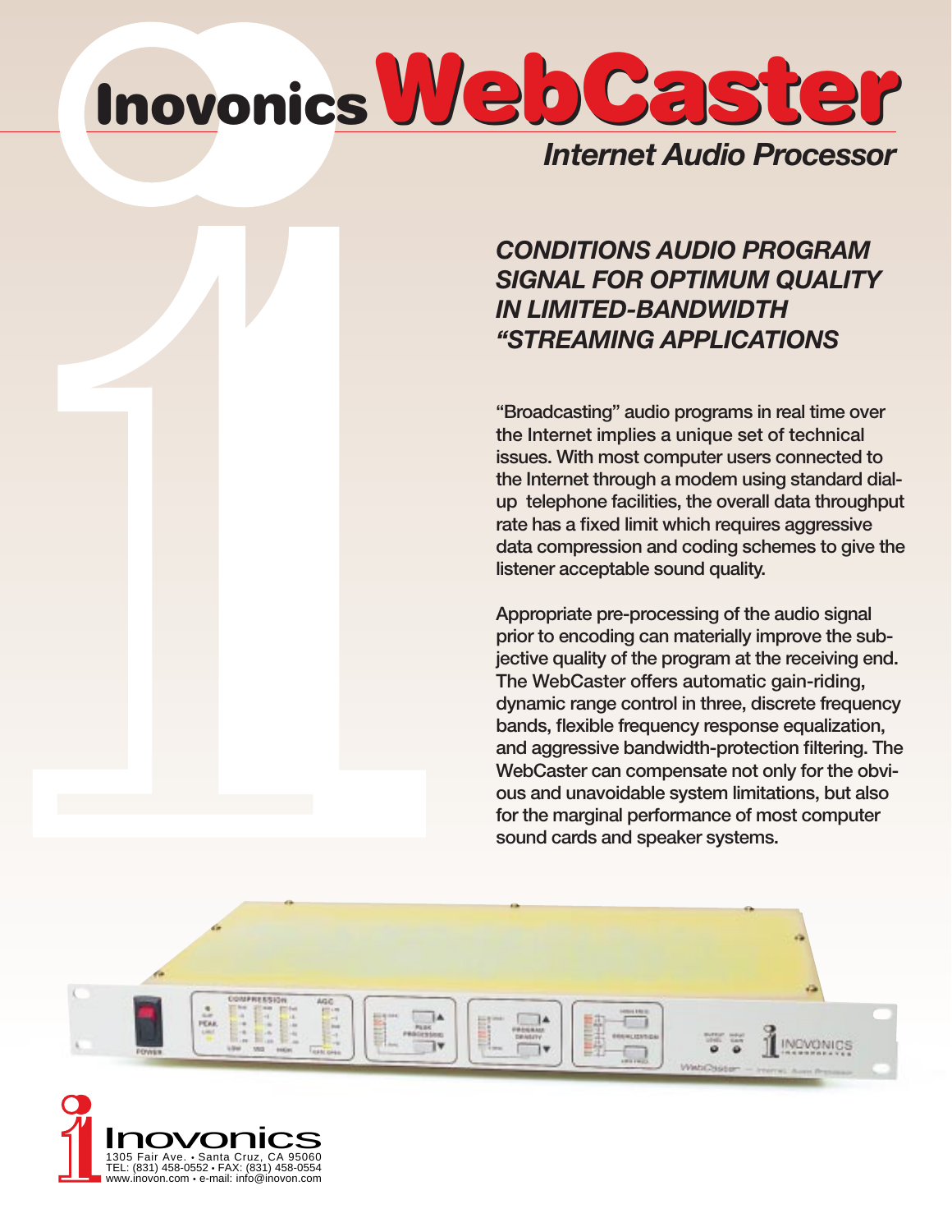# Inovonics WebCaster

## Internet Audio Processor

### *CONDITIONS AUDIO PROGRAM SIGNAL FOR OPTIMUM QUALITY IN LIMITED-BANDWIDTH "STREAMING APPLICATIONS*

"Broadcasting" audio programs in real time over the Internet implies a unique set of technical issues. With most computer users connected to the Internet through a modem using standard dial-up telephone facilities, the overall data throughput rate has a fixed limit which requires aggressive data compression and coding schemes to give the listener acceptable sound quality.

Appropriate pre-processing of the audio signal prior to encoding can materially improve the subjective quality of the program at the receiving end. The WebCaster offers automatic gain-riding, dynamic range control in three, discrete frequency bands, flexible frequency response equalization, and aggressive bandwidth-protection filtering. The WebCaster can compensate not only for the obvious and unavoidable system limitations, but also for the marginal performance of most computer sound cards and speaker systems.

Inovonics
1305 Fair Ave. • Santa Cruz, CA 95060
TEL: (831) 458-0552 • FAX: (831) 458-0554
www.inovon.com • e-mail: info@inovon.com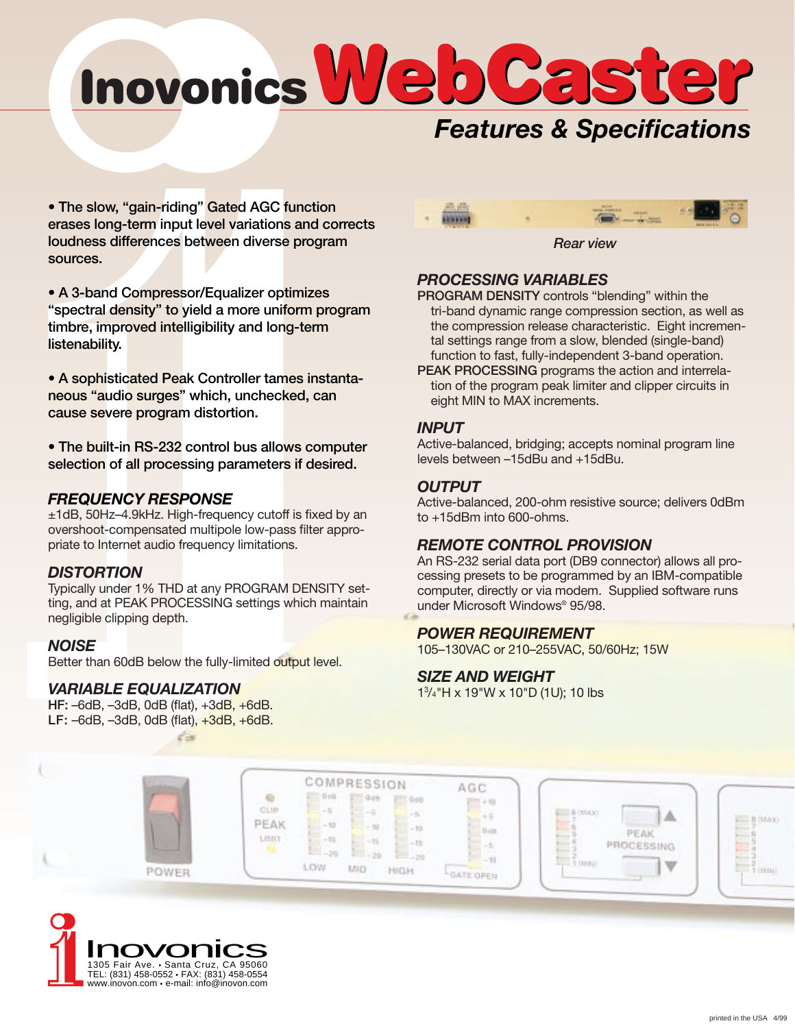# Inovonics WebCaster

## *Features & Specifications*

- The slow, "gain-riding" Gated AGC function erases long-term input level variations and corrects loudness differences between diverse program sources.

- A 3-band Compressor/Equalizer optimizes "spectral density" to yield a more uniform program timbre, improved intelligibility and long-term listenability.

- A sophisticated Peak Controller tames instantaneous "audio surges" which, unchecked, can cause severe program distortion.

- The built-in RS-232 control bus allows computer selection of all processing parameters if desired.

### *FREQUENCY RESPONSE*

±1dB, 50Hz–4.9kHz. High-frequency cutoff is fixed by an overshoot-compensated multipole low-pass filter appropriate to Internet audio frequency limitations.

### *DISTORTION*

Typically under 1% THD at any PROGRAM DENSITY setting, and at PEAK PROCESSING settings which maintain negligible clipping depth.

### *NOISE*

Better than 60dB below the fully-limited output level.

### *VARIABLE EQUALIZATION*

**HF:** –6dB, –3dB, 0dB (flat), +3dB, +6dB.
**LF:** –6dB, –3dB, 0dB (flat), +3dB, +6dB.

*Rear view*

### *PROCESSING VARIABLES*

PROGRAM DENSITY controls "blending" within the tri-band dynamic range compression section, as well as the compression release characteristic. Eight incremental settings range from a slow, blended (single-band) function to fast, fully-independent 3-band operation.

PEAK PROCESSING programs the action and interrelation of the program peak limiter and clipper circuits in eight MIN to MAX increments.

### *INPUT*

Active-balanced, bridging; accepts nominal program line levels between –15dBu and +15dBu.

### *OUTPUT*

Active-balanced, 200-ohm resistive source; delivers 0dBm to +15dBm into 600-ohms.

### *REMOTE CONTROL PROVISION*

An RS-232 serial data port (DB9 connector) allows all processing presets to be programmed by an IBM-compatible computer, directly or via modem. Supplied software runs under Microsoft Windows® 95/98.

### *POWER REQUIREMENT*

105–130VAC or 210–255VAC, 50/60Hz; 15W

### *SIZE AND WEIGHT*

1¾"H x 19"W x 10"D (1U); 10 lbs

Inovonics
1305 Fair Ave. • Santa Cruz, CA 95060
TEL: (831) 458-0552 • FAX: (831) 458-0554
www.inovon.com • e-mail: info@inovon.com

printed in the USA 4/99